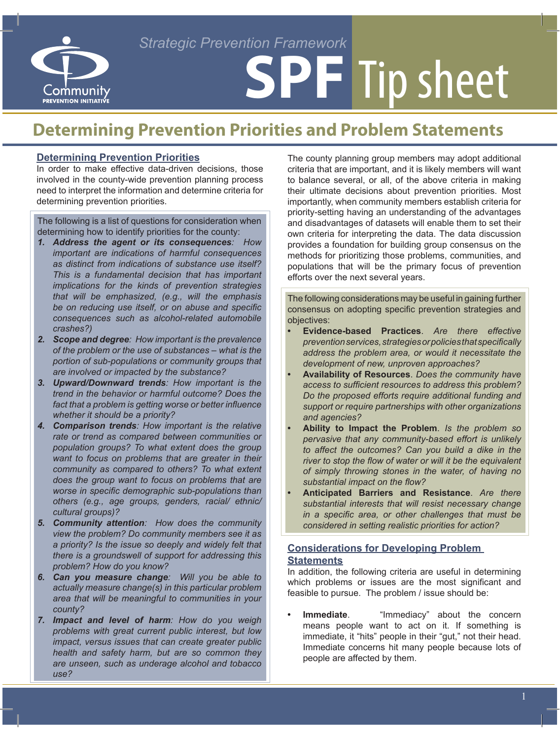Community PREVENTION INITIATIVE

*Strategic Prevention Framework*

# SPF Tip sheet

## Determining Prevention Priorities and Problem Statements

### Determining Prevention Priorities

In order to make effective data-driven decisions, those involved in the county-wide prevention planning process need to interpret the information and determine criteria for determining prevention priorities.

The following is a list of questions for consideration when determining how to identify priorities for the county:

1. ***Address the agent or its consequences**: How important are indications of harmful consequences as distinct from indications of substance use itself? This is a fundamental decision that has important implications for the kinds of prevention strategies that will be emphasized, (e.g., will the emphasis be on reducing use itself, or on abuse and specific consequences such as alcohol-related automobile crashes?)*
2. ***Scope and degree**: How important is the prevalence of the problem or the use of substances – what is the portion of sub-populations or community groups that are involved or impacted by the substance?*
3. ***Upward/Downward trends**: How important is the trend in the behavior or harmful outcome? Does the fact that a problem is getting worse or better influence whether it should be a priority?*
4. ***Comparison trends**: How important is the relative rate or trend as compared between communities or population groups? To what extent does the group want to focus on problems that are greater in their community as compared to others? To what extent does the group want to focus on problems that are worse in specific demographic sub-populations than others (e.g., age groups, genders, racial/ ethnic/ cultural groups)?*
5. ***Community attention**: How does the community view the problem? Do community members see it as a priority? Is the issue so deeply and widely felt that there is a groundswell of support for addressing this problem? How do you know?*
6. ***Can you measure change**: Will you be able to actually measure change(s) in this particular problem area that will be meaningful to communities in your county?*
7. ***Impact and level of harm**: How do you weigh problems with great current public interest, but low impact, versus issues that can create greater public health and safety harm, but are so common they are unseen, such as underage alcohol and tobacco use?*

The county planning group members may adopt additional criteria that are important, and it is likely members will want to balance several, or all, of the above criteria in making their ultimate decisions about prevention priorities. Most importantly, when community members establish criteria for priority-setting having an understanding of the advantages and disadvantages of datasets will enable them to set their own criteria for interpreting the data. The data discussion provides a foundation for building group consensus on the methods for prioritizing those problems, communities, and populations that will be the primary focus of prevention efforts over the next several years.

The following considerations may be useful in gaining further consensus on adopting specific prevention strategies and objectives:

- **Evidence-based Practices**. *Are there effective prevention services, strategies or policies that specifically address the problem area, or would it necessitate the development of new, unproven approaches?*
- **Availability of Resources**. *Does the community have access to sufficient resources to address this problem? Do the proposed efforts require additional funding and support or require partnerships with other organizations and agencies?*
- **Ability to Impact the Problem**. *Is the problem so pervasive that any community-based effort is unlikely to affect the outcomes? Can you build a dike in the river to stop the flow of water or will it be the equivalent of simply throwing stones in the water, of having no substantial impact on the flow?*
- **Anticipated Barriers and Resistance**. *Are there substantial interests that will resist necessary change in a specific area, or other challenges that must be considered in setting realistic priorities for action?*

### Considerations for Developing Problem Statements

In addition, the following criteria are useful in determining which problems or issues are the most significant and feasible to pursue. The problem / issue should be:

- **Immediate**. "Immediacy" about the concern means people want to act on it. If something is immediate, it "hits" people in their "gut," not their head. Immediate concerns hit many people because lots of people are affected by them.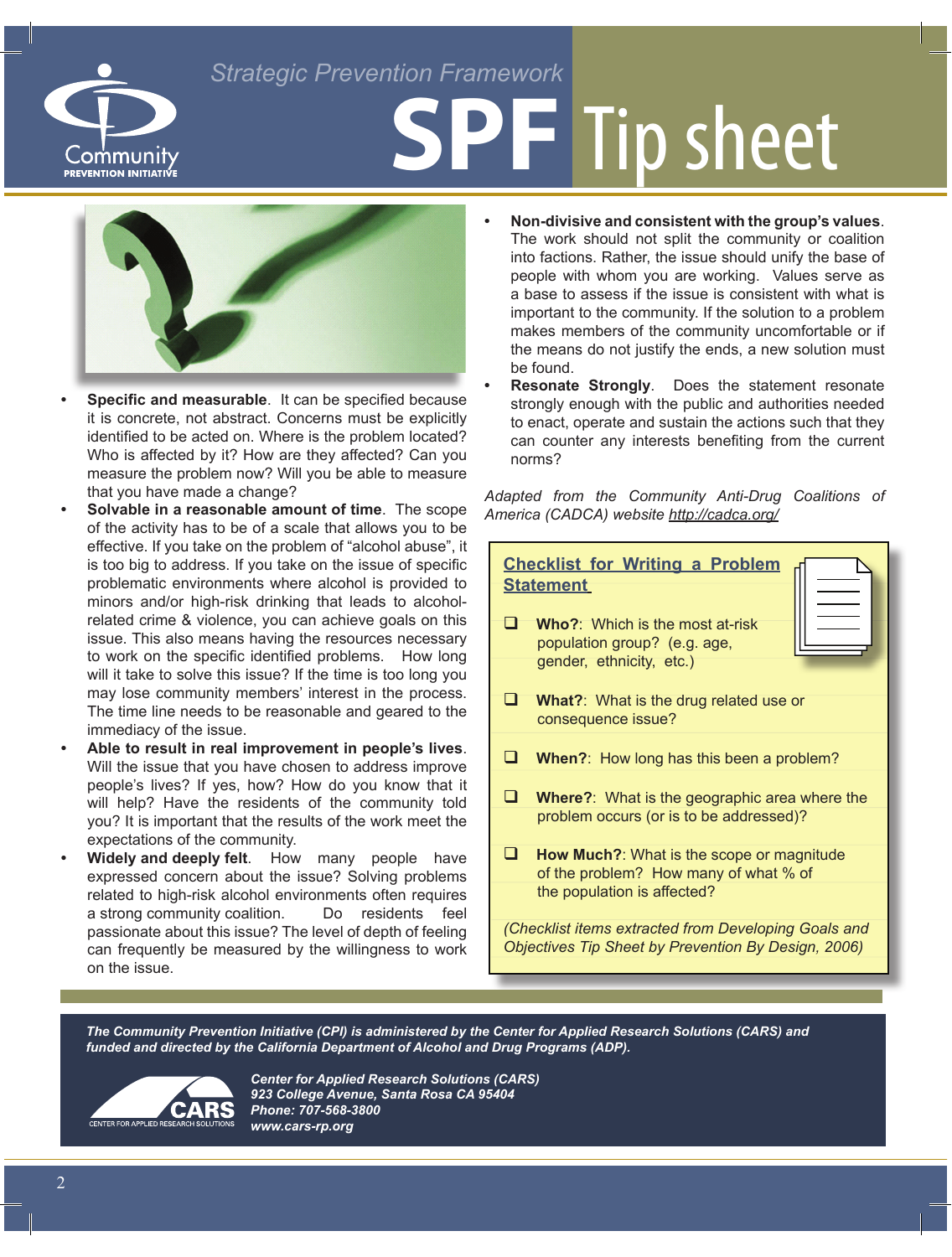Strategic Prevention Framework

# SPF Tip sheet

- **Specific and measurable**. It can be specified because it is concrete, not abstract. Concerns must be explicitly identified to be acted on. Where is the problem located? Who is affected by it? How are they affected? Can you measure the problem now? Will you be able to measure that you have made a change?
- **Solvable in a reasonable amount of time**. The scope of the activity has to be of a scale that allows you to be effective. If you take on the problem of "alcohol abuse", it is too big to address. If you take on the issue of specific problematic environments where alcohol is provided to minors and/or high-risk drinking that leads to alcohol-related crime & violence, you can achieve goals on this issue. This also means having the resources necessary to work on the specific identified problems. How long will it take to solve this issue? If the time is too long you may lose community members' interest in the process. The time line needs to be reasonable and geared to the immediacy of the issue.
- **Able to result in real improvement in people's lives**. Will the issue that you have chosen to address improve people's lives? If yes, how? How do you know that it will help? Have the residents of the community told you? It is important that the results of the work meet the expectations of the community.
- **Widely and deeply felt**. How many people have expressed concern about the issue? Solving problems related to high-risk alcohol environments often requires a strong community coalition. Do residents feel passionate about this issue? The level of depth of feeling can frequently be measured by the willingness to work on the issue.
- **Non-divisive and consistent with the group's values**. The work should not split the community or coalition into factions. Rather, the issue should unify the base of people with whom you are working. Values serve as a base to assess if the issue is consistent with what is important to the community. If the solution to a problem makes members of the community uncomfortable or if the means do not justify the ends, a new solution must be found.
- **Resonate Strongly**. Does the statement resonate strongly enough with the public and authorities needed to enact, operate and sustain the actions such that they can counter any interests benefiting from the current norms?

*Adapted from the Community Anti-Drug Coalitions of America (CADCA) website http://cadca.org/*

## Checklist for Writing a Problem Statement

- ❑ **Who?**: Which is the most at-risk population group? (e.g. age, gender, ethnicity, etc.)
- ❑ **What?**: What is the drug related use or consequence issue?
- ❑ **When?**: How long has this been a problem?
- ❑ **Where?**: What is the geographic area where the problem occurs (or is to be addressed)?
- ❑ **How Much?**: What is the scope or magnitude of the problem? How many of what % of the population is affected?

*(Checklist items extracted from Developing Goals and Objectives Tip Sheet by Prevention By Design, 2006)*

***The Community Prevention Initiative (CPI) is administered by the Center for Applied Research Solutions (CARS) and funded and directed by the California Department of Alcohol and Drug Programs (ADP).***

***Center for Applied Research Solutions (CARS)***
***923 College Avenue, Santa Rosa CA 95404***
***Phone: 707-568-3800***
***www.cars-rp.org***